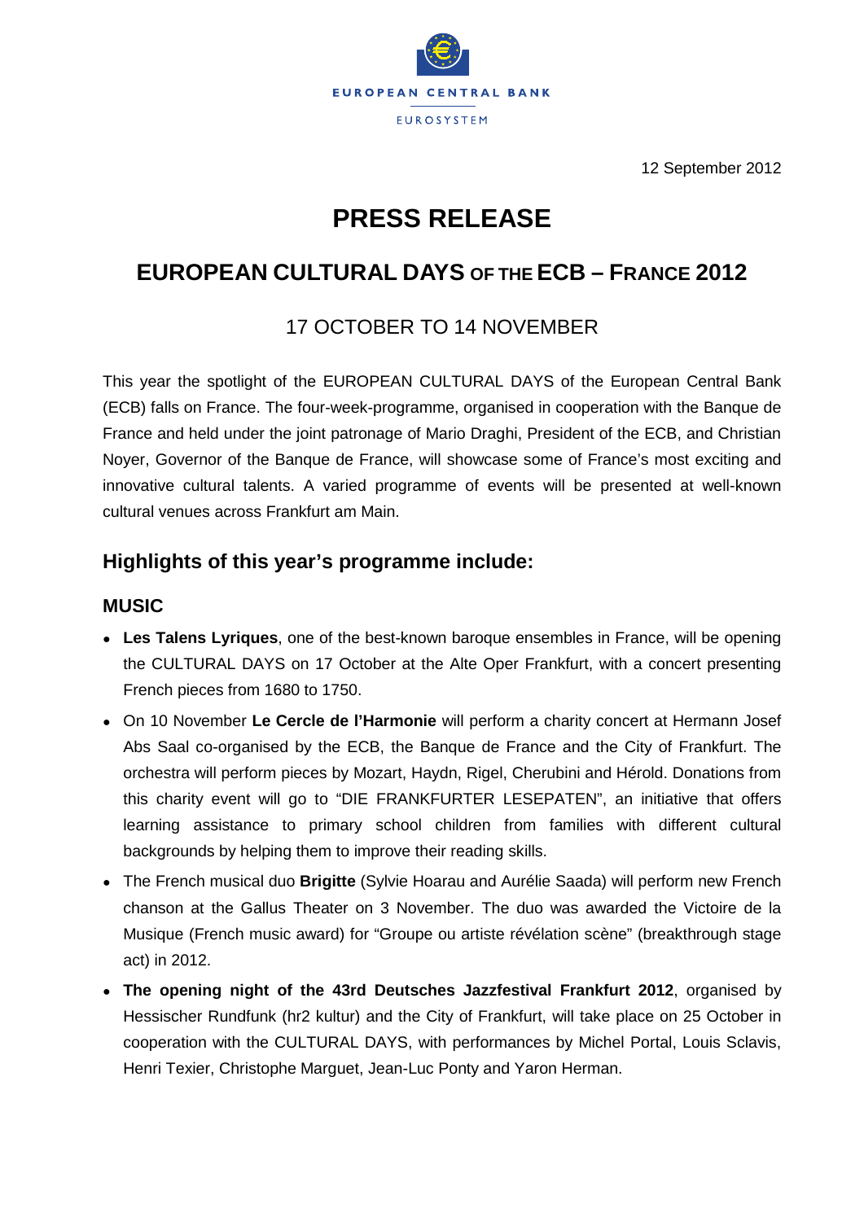EUROPEAN CENTRAL BANK

EUROSYSTEM

12 September 2012

# PRESS RELEASE

## EUROPEAN CULTURAL DAYS OF THE ECB – FRANCE 2012

### 17 OCTOBER TO 14 NOVEMBER

This year the spotlight of the EUROPEAN CULTURAL DAYS of the European Central Bank (ECB) falls on France. The four-week-programme, organised in cooperation with the Banque de France and held under the joint patronage of Mario Draghi, President of the ECB, and Christian Noyer, Governor of the Banque de France, will showcase some of France's most exciting and innovative cultural talents. A varied programme of events will be presented at well-known cultural venues across Frankfurt am Main.

## Highlights of this year's programme include:

### MUSIC

- **Les Talens Lyriques**, one of the best-known baroque ensembles in France, will be opening the CULTURAL DAYS on 17 October at the Alte Oper Frankfurt, with a concert presenting French pieces from 1680 to 1750.
- On 10 November **Le Cercle de l'Harmonie** will perform a charity concert at Hermann Josef Abs Saal co-organised by the ECB, the Banque de France and the City of Frankfurt. The orchestra will perform pieces by Mozart, Haydn, Rigel, Cherubini and Hérold. Donations from this charity event will go to "DIE FRANKFURTER LESEPATEN", an initiative that offers learning assistance to primary school children from families with different cultural backgrounds by helping them to improve their reading skills.
- The French musical duo **Brigitte** (Sylvie Hoarau and Aurélie Saada) will perform new French chanson at the Gallus Theater on 3 November. The duo was awarded the Victoire de la Musique (French music award) for "Groupe ou artiste révélation scène" (breakthrough stage act) in 2012.
- **The opening night of the 43rd Deutsches Jazzfestival Frankfurt 2012**, organised by Hessischer Rundfunk (hr2 kultur) and the City of Frankfurt, will take place on 25 October in cooperation with the CULTURAL DAYS, with performances by Michel Portal, Louis Sclavis, Henri Texier, Christophe Marguet, Jean-Luc Ponty and Yaron Herman.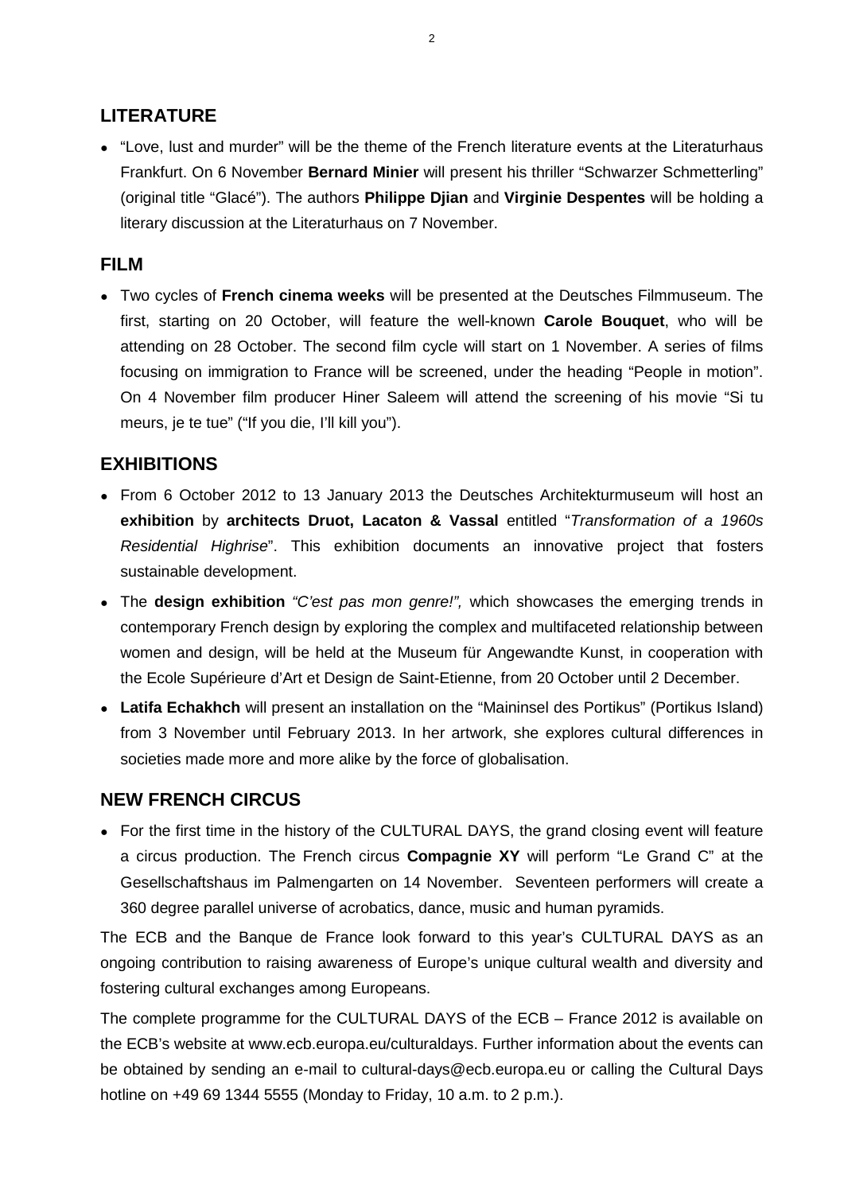## LITERATURE

- "Love, lust and murder" will be the theme of the French literature events at the Literaturhaus Frankfurt. On 6 November **Bernard Minier** will present his thriller "Schwarzer Schmetterling" (original title "Glacé"). The authors **Philippe Djian** and **Virginie Despentes** will be holding a literary discussion at the Literaturhaus on 7 November.

## FILM

- Two cycles of **French cinema weeks** will be presented at the Deutsches Filmmuseum. The first, starting on 20 October, will feature the well-known **Carole Bouquet**, who will be attending on 28 October. The second film cycle will start on 1 November. A series of films focusing on immigration to France will be screened, under the heading "People in motion". On 4 November film producer Hiner Saleem will attend the screening of his movie "Si tu meurs, je te tue" ("If you die, I'll kill you").

## EXHIBITIONS

- From 6 October 2012 to 13 January 2013 the Deutsches Architekturmuseum will host an **exhibition** by **architects Druot, Lacaton & Vassal** entitled "*Transformation of a 1960s Residential Highrise*". This exhibition documents an innovative project that fosters sustainable development.
- The **design exhibition** *"C'est pas mon genre!",* which showcases the emerging trends in contemporary French design by exploring the complex and multifaceted relationship between women and design, will be held at the Museum für Angewandte Kunst, in cooperation with the Ecole Supérieure d'Art et Design de Saint-Etienne, from 20 October until 2 December.
- **Latifa Echakhch** will present an installation on the "Maininsel des Portikus" (Portikus Island) from 3 November until February 2013. In her artwork, she explores cultural differences in societies made more and more alike by the force of globalisation.

## NEW FRENCH CIRCUS

- For the first time in the history of the CULTURAL DAYS, the grand closing event will feature a circus production. The French circus **Compagnie XY** will perform "Le Grand C" at the Gesellschaftshaus im Palmengarten on 14 November. Seventeen performers will create a 360 degree parallel universe of acrobatics, dance, music and human pyramids.

The ECB and the Banque de France look forward to this year's CULTURAL DAYS as an ongoing contribution to raising awareness of Europe's unique cultural wealth and diversity and fostering cultural exchanges among Europeans.

The complete programme for the CULTURAL DAYS of the ECB – France 2012 is available on the ECB's website at www.ecb.europa.eu/culturaldays. Further information about the events can be obtained by sending an e-mail to cultural-days@ecb.europa.eu or calling the Cultural Days hotline on +49 69 1344 5555 (Monday to Friday, 10 a.m. to 2 p.m.).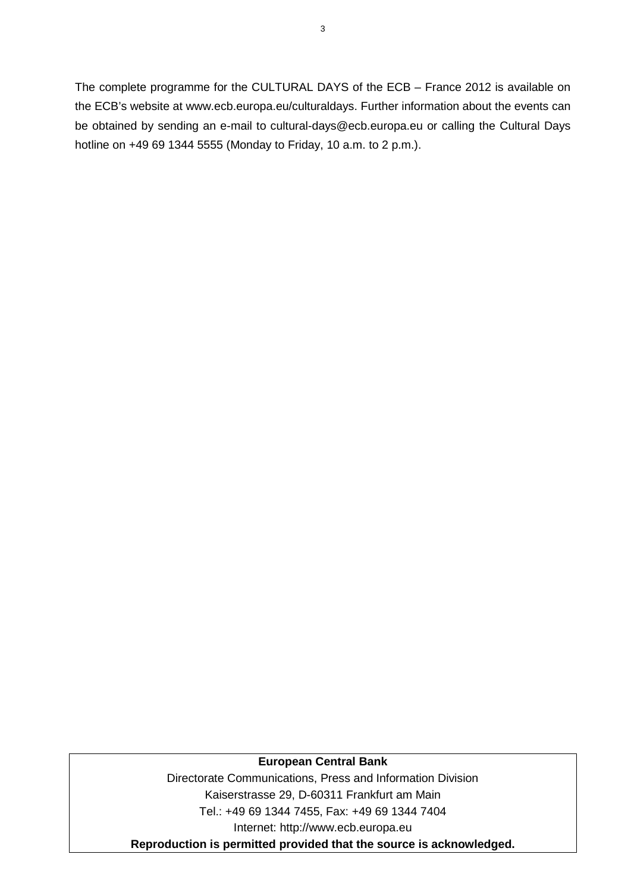The complete programme for the CULTURAL DAYS of the ECB – France 2012 is available on the ECB's website at www.ecb.europa.eu/culturaldays. Further information about the events can be obtained by sending an e-mail to cultural-days@ecb.europa.eu or calling the Cultural Days hotline on +49 69 1344 5555 (Monday to Friday, 10 a.m. to 2 p.m.).

**European Central Bank**

Directorate Communications, Press and Information Division

Kaiserstrasse 29, D-60311 Frankfurt am Main

Tel.: +49 69 1344 7455, Fax: +49 69 1344 7404

Internet: http://www.ecb.europa.eu

**Reproduction is permitted provided that the source is acknowledged.**